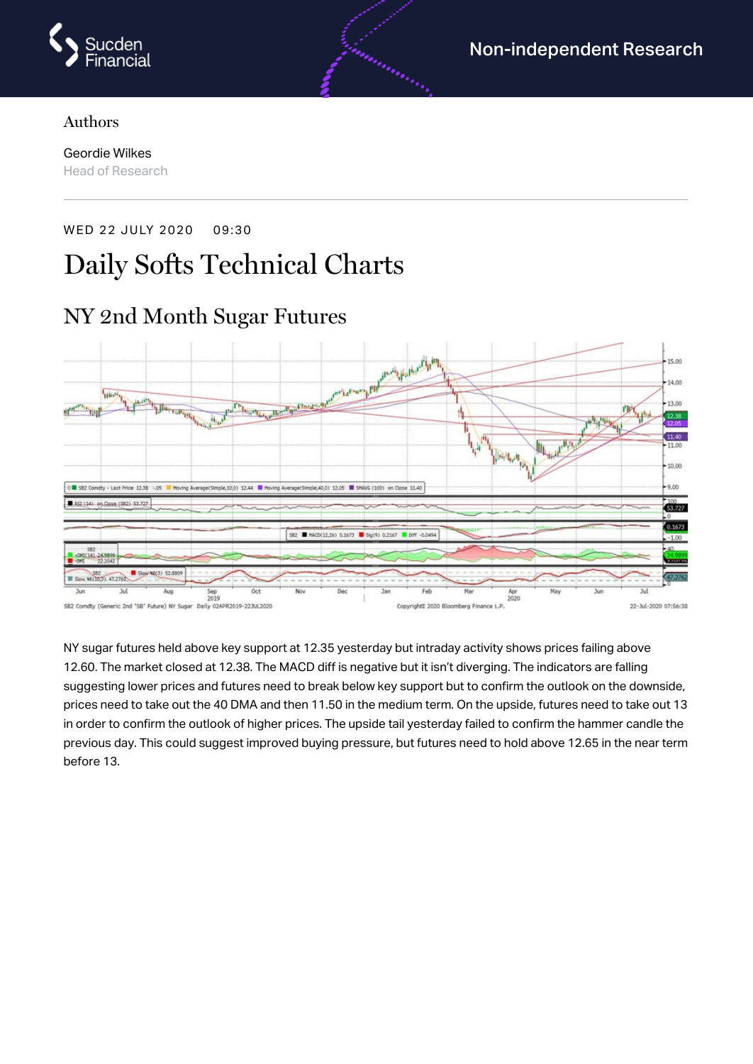Authors

Geordie Wilkes
Head of Research

WED 22 JULY 2020 09:30

# Daily Softs Technical Charts

## NY 2nd Month Sugar Futures

NY sugar futures held above key support at 12.35 yesterday but intraday activity shows prices failing above 12.60. The market closed at 12.38. The MACD diff is negative but it isn't diverging. The indicators are falling suggesting lower prices and futures need to break below key support but to confirm the outlook on the downside, prices need to take out the 40 DMA and then 11.50 in the medium term. On the upside, futures need to take out 13 in order to confirm the outlook of higher prices. The upside tail yesterday failed to confirm the hammer candle the previous day. This could suggest improved buying pressure, but futures need to hold above 12.65 in the near term before 13.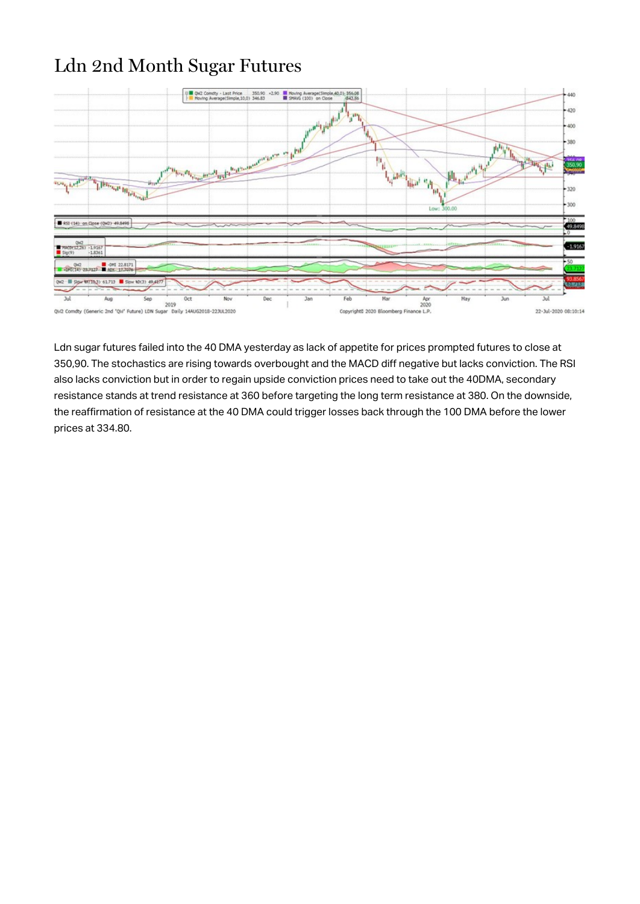# Ldn 2nd Month Sugar Futures

Ldn sugar futures failed into the 40 DMA yesterday as lack of appetite for prices prompted futures to close at 350,90. The stochastics are rising towards overbought and the MACD diff negative but lacks conviction. The RSI also lacks conviction but in order to regain upside conviction prices need to take out the 40DMA, secondary resistance stands at trend resistance at 360 before targeting the long term resistance at 380. On the downside, the reaffirmation of resistance at the 40 DMA could trigger losses back through the 100 DMA before the lower prices at 334.80.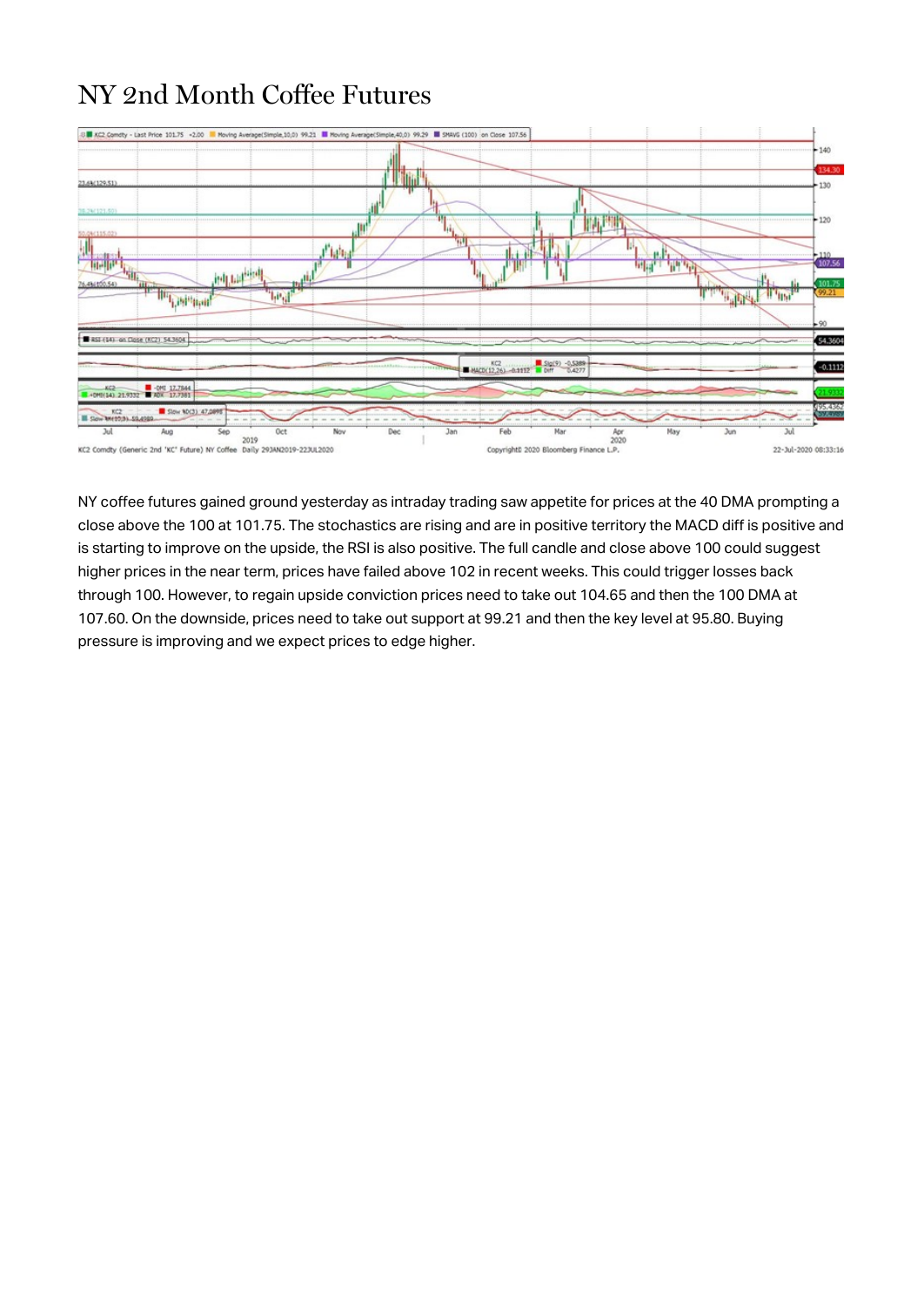# NY 2nd Month Coffee Futures

NY coffee futures gained ground yesterday as intraday trading saw appetite for prices at the 40 DMA prompting a close above the 100 at 101.75. The stochastics are rising and are in positive territory the MACD diff is positive and is starting to improve on the upside, the RSI is also positive. The full candle and close above 100 could suggest higher prices in the near term, prices have failed above 102 in recent weeks. This could trigger losses back through 100. However, to regain upside conviction prices need to take out 104.65 and then the 100 DMA at 107.60. On the downside, prices need to take out support at 99.21 and then the key level at 95.80. Buying pressure is improving and we expect prices to edge higher.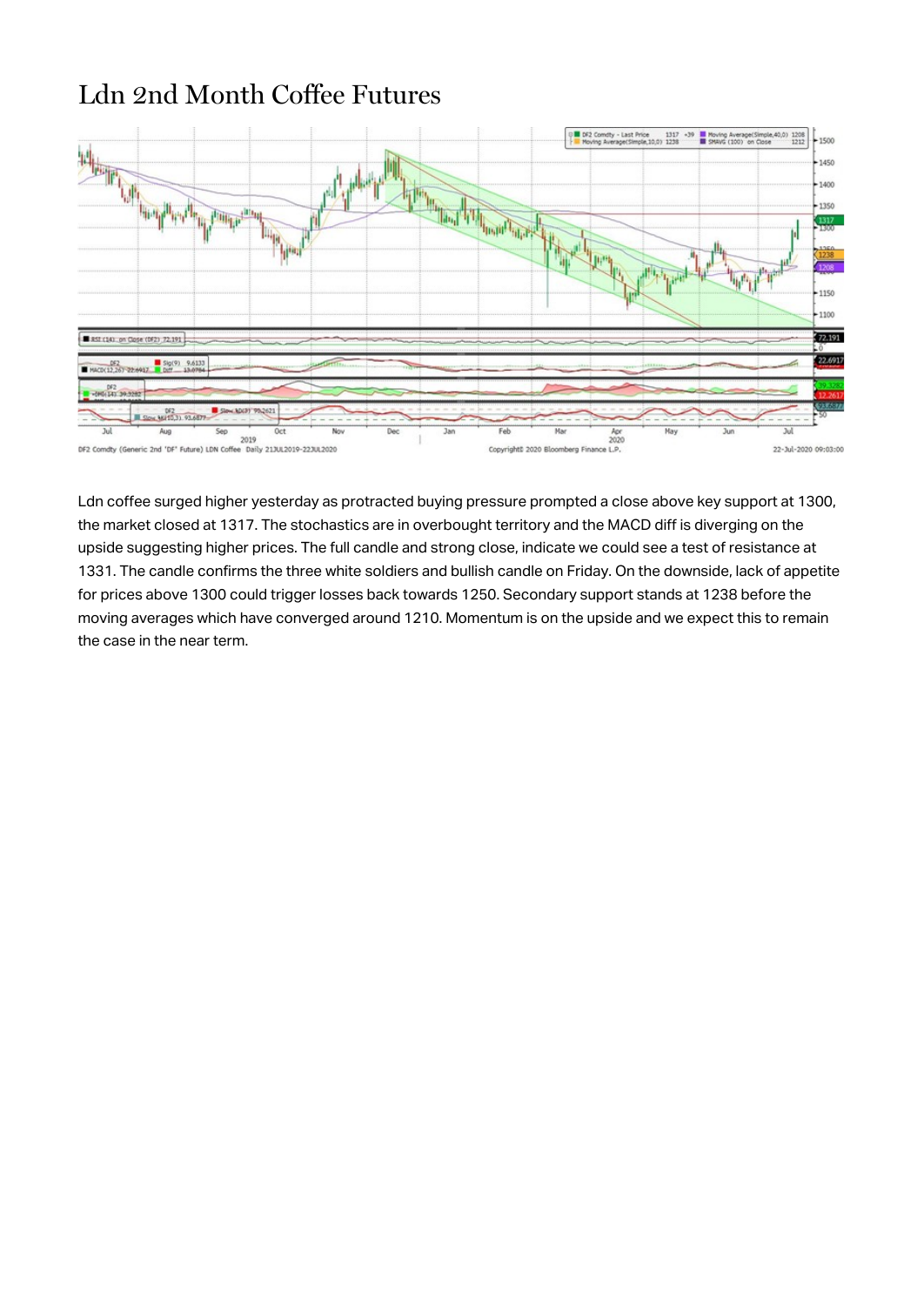# Ldn 2nd Month Coffee Futures

Ldn coffee surged higher yesterday as protracted buying pressure prompted a close above key support at 1300, the market closed at 1317. The stochastics are in overbought territory and the MACD diff is diverging on the upside suggesting higher prices. The full candle and strong close, indicate we could see a test of resistance at 1331. The candle confirms the three white soldiers and bullish candle on Friday. On the downside, lack of appetite for prices above 1300 could trigger losses back towards 1250. Secondary support stands at 1238 before the moving averages which have converged around 1210. Momentum is on the upside and we expect this to remain the case in the near term.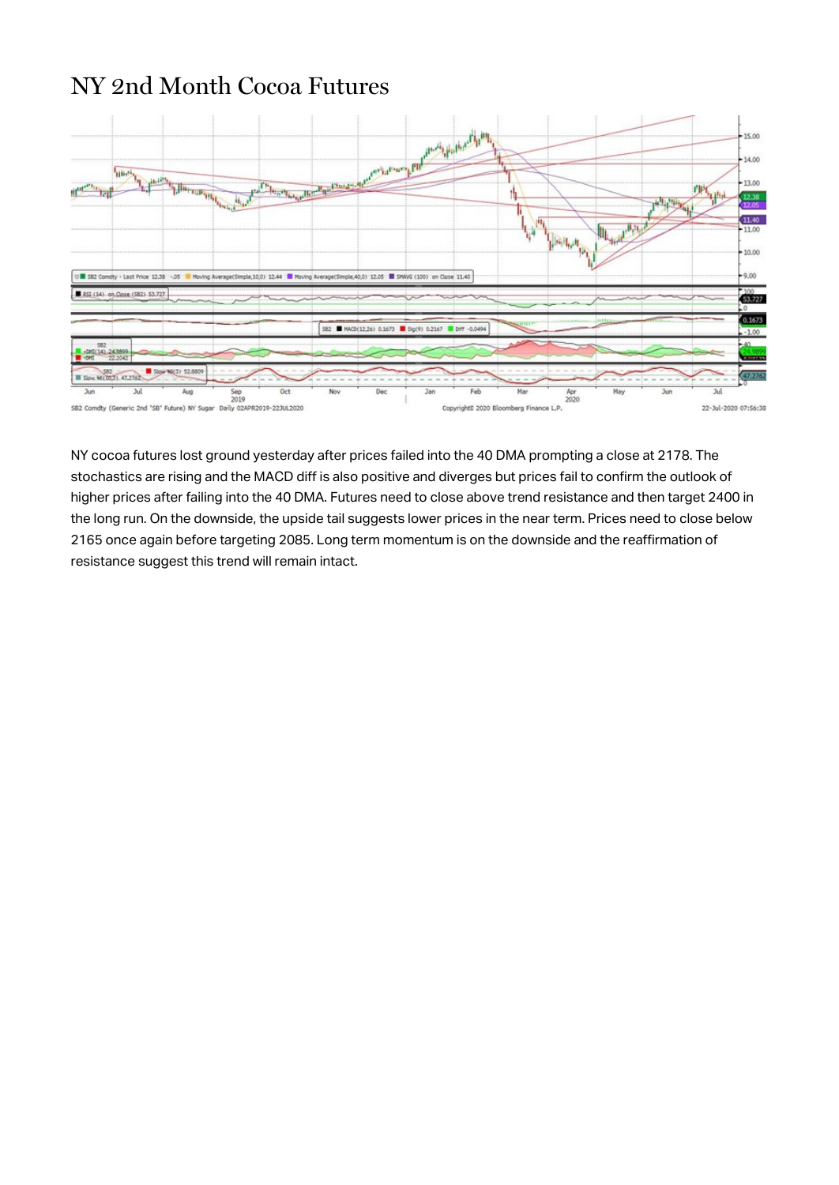# NY 2nd Month Cocoa Futures

NY cocoa futures lost ground yesterday after prices failed into the 40 DMA prompting a close at 2178. The stochastics are rising and the MACD diff is also positive and diverges but prices fail to confirm the outlook of higher prices after failing into the 40 DMA. Futures need to close above trend resistance and then target 2400 in the long run. On the downside, the upside tail suggests lower prices in the near term. Prices need to close below 2165 once again before targeting 2085. Long term momentum is on the downside and the reaffirmation of resistance suggest this trend will remain intact.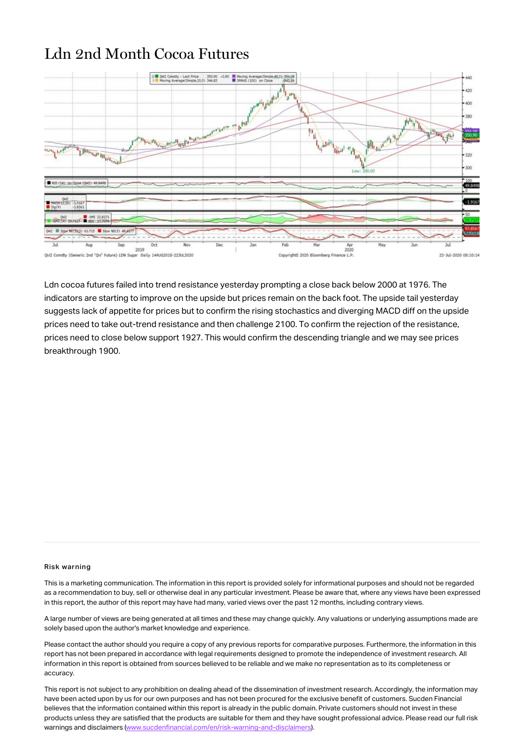# Ldn 2nd Month Cocoa Futures

QW2 Comdty - Last Price 350.90 +2.90
Moving Average(Simple,10,0) 346.83
Moving Average(Simple,40,0) 356.08
SMAVG (100) on Close 343.86

Low: 300.00

RSI (14) on Close (QW2) 49.8498

QW2
MACD(12,26) -1.9167
Sig(9) -1.8361

QW2
+DMI(14) 23.7127
-DMI 22.8171
ADX 17.7076

QW2 Slow %K(10,3) 61.713
Slow %D(3) 49.4177

Jul Aug Sep Oct Nov Dec Jan Feb Mar Apr May Jun Jul
2019 2020

QW2 Comdty (Generic 2nd 'QW' Future) LDN Sugar Daily 14AUG2018-22JUL2020

Copyright© 2020 Bloomberg Finance L.P.

22-Jul-2020 08:10:14

Ldn cocoa futures failed into trend resistance yesterday prompting a close back below 2000 at 1976. The indicators are starting to improve on the upside but prices remain on the back foot. The upside tail yesterday suggests lack of appetite for prices but to confirm the rising stochastics and diverging MACD diff on the upside prices need to take out-trend resistance and then challenge 2100. To confirm the rejection of the resistance, prices need to close below support 1927. This would confirm the descending triangle and we may see prices breakthrough 1900.

---

#### Risk warning

This is a marketing communication. The information in this report is provided solely for informational purposes and should not be regarded as a recommendation to buy, sell or otherwise deal in any particular investment. Please be aware that, where any views have been expressed in this report, the author of this report may have had many, varied views over the past 12 months, including contrary views.

A large number of views are being generated at all times and these may change quickly. Any valuations or underlying assumptions made are solely based upon the author's market knowledge and experience.

Please contact the author should you require a copy of any previous reports for comparative purposes. Furthermore, the information in this report has not been prepared in accordance with legal requirements designed to promote the independence of investment research. All information in this report is obtained from sources believed to be reliable and we make no representation as to its completeness or accuracy.

This report is not subject to any prohibition on dealing ahead of the dissemination of investment research. Accordingly, the information may have been acted upon by us for our own purposes and has not been procured for the exclusive benefit of customers. Sucden Financial believes that the information contained within this report is already in the public domain. Private customers should not invest in these products unless they are satisfied that the products are suitable for them and they have sought professional advice. Please read our full risk warnings and disclaimers (www.sucdenfinancial.com/en/risk-warning-and-disclaimers).